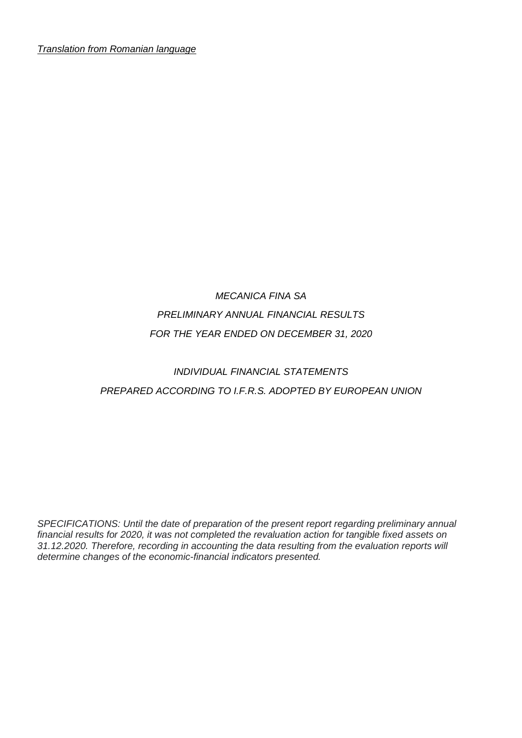*Translation from Romanian language*

*MECANICA FINA SA*

*PRELIMINARY ANNUAL FINANCIAL RESULTS*

*FOR THE YEAR ENDED ON DECEMBER 31, 2020*

*INDIVIDUAL FINANCIAL STATEMENTS*

*PREPARED ACCORDING TO I.F.R.S. ADOPTED BY EUROPEAN UNION*

*SPECIFICATIONS: Until the date of preparation of the present report regarding preliminary annual financial results for 2020, it was not completed the revaluation action for tangible fixed assets on 31.12.2020. Therefore, recording in accounting the data resulting from the evaluation reports will determine changes of the economic-financial indicators presented.*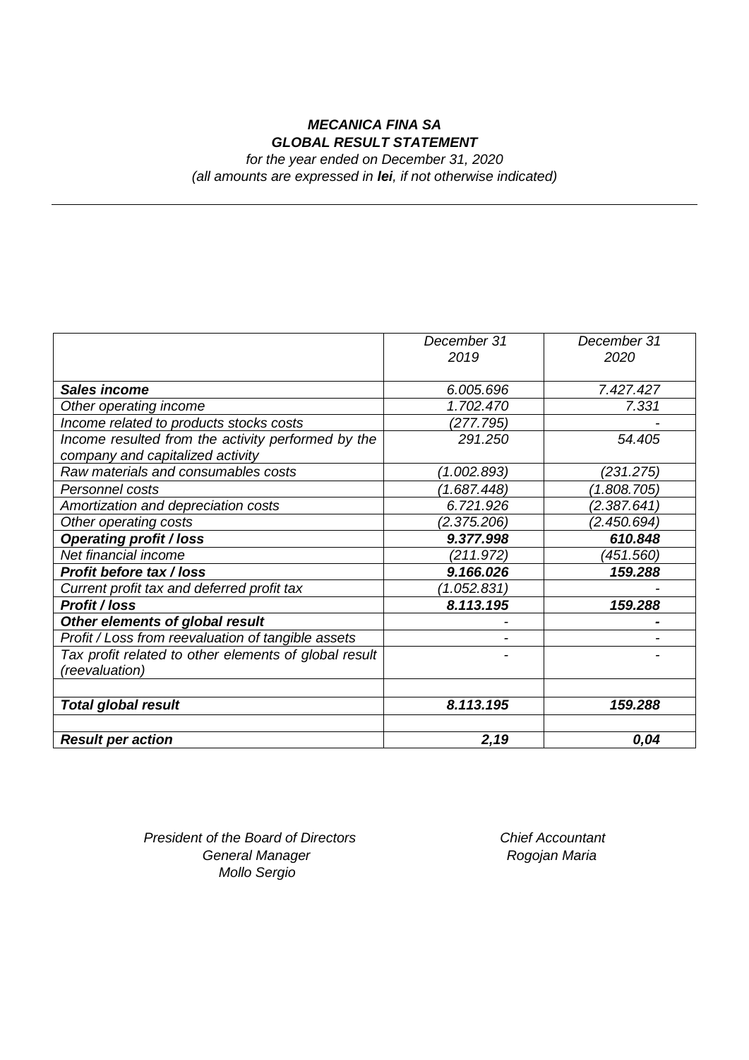***MECANICA FINA SA***
***GLOBAL RESULT STATEMENT***

*for the year ended on December 31, 2020*
*(all amounts are expressed in **lei**, if not otherwise indicated)*

| | *December 31 2019* | *December 31 2020* |
|---|---|---|
| ***Sales income*** | *6.005.696* | *7.427.427* |
| *Other operating income* | *1.702.470* | *7.331* |
| *Income related to products stocks costs* | *(277.795)* | *-* |
| *Income resulted from the activity performed by the company and capitalized activity* | *291.250* | *54.405* |
| *Raw materials and consumables costs* | *(1.002.893)* | *(231.275)* |
| *Personnel costs* | *(1.687.448)* | *(1.808.705)* |
| *Amortization and depreciation costs* | *6.721.926* | *(2.387.641)* |
| *Other operating costs* | *(2.375.206)* | *(2.450.694)* |
| ***Operating profit / loss*** | ***9.377.998*** | ***610.848*** |
| *Net financial income* | *(211.972)* | *(451.560)* |
| ***Profit before tax / loss*** | ***9.166.026*** | ***159.288*** |
| *Current profit tax and deferred profit tax* | *(1.052.831)* | *-* |
| ***Profit / loss*** | ***8.113.195*** | ***159.288*** |
| ***Other elements of global result*** | *-* | ***-*** |
| *Profit / Loss from reevaluation of tangible assets* | *-* | *-* |
| *Tax profit related to other elements of global result (reevaluation)* | *-* | *-* |
| | | |
| ***Total global result*** | ***8.113.195*** | ***159.288*** |
| | | |
| ***Result per action*** | ***2,19*** | ***0,04*** |

*President of the Board of Directors*
*General Manager*
*Mollo Sergio*

*Chief Accountant*
*Rogojan Maria*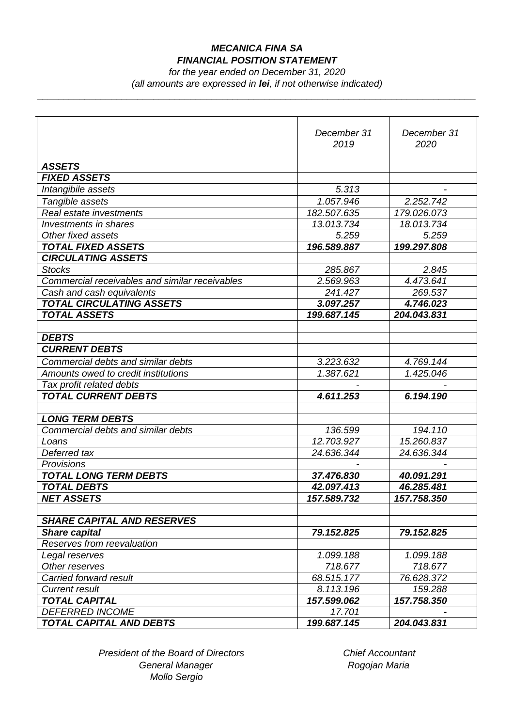***MECANICA FINA SA***

***FINANCIAL POSITION STATEMENT***

*for the year ended on December 31, 2020*

*(all amounts are expressed in **lei**, if not otherwise indicated)*

| | *December 31 2019* | *December 31 2020* |
|---|---|---|
| ***ASSETS*** | | |
| ***FIXED ASSETS*** | | |
| *Intangibile assets* | *5.313* | *-* |
| *Tangible assets* | *1.057.946* | *2.252.742* |
| *Real estate investments* | *182.507.635* | *179.026.073* |
| *Investments in shares* | *13.013.734* | *18.013.734* |
| *Other fixed assets* | *5.259* | *5.259* |
| ***TOTAL FIXED ASSETS*** | ***196.589.887*** | ***199.297.808*** |
| ***CIRCULATING ASSETS*** | | |
| *Stocks* | *285.867* | *2.845* |
| *Commercial receivables and similar receivables* | *2.569.963* | *4.473.641* |
| *Cash and cash equivalents* | *241.427* | *269.537* |
| ***TOTAL CIRCULATING ASSETS*** | ***3.097.257*** | ***4.746.023*** |
| ***TOTAL ASSETS*** | ***199.687.145*** | ***204.043.831*** |
| | | |
| ***DEBTS*** | | |
| ***CURRENT DEBTS*** | | |
| *Commercial debts and similar debts* | *3.223.632* | *4.769.144* |
| *Amounts owed to credit institutions* | *1.387.621* | *1.425.046* |
| *Tax profit related debts* | *-* | *-* |
| ***TOTAL CURRENT DEBTS*** | ***4.611.253*** | ***6.194.190*** |
| | | |
| ***LONG TERM DEBTS*** | | |
| *Commercial debts and similar debts* | *136.599* | *194.110* |
| *Loans* | *12.703.927* | *15.260.837* |
| *Deferred tax* | *24.636.344* | *24.636.344* |
| *Provisions* | *-* | *-* |
| ***TOTAL LONG TERM DEBTS*** | ***37.476.830*** | ***40.091.291*** |
| ***TOTAL DEBTS*** | ***42.097.413*** | ***46.285.481*** |
| ***NET ASSETS*** | ***157.589.732*** | ***157.758.350*** |
| | | |
| ***SHARE CAPITAL AND RESERVES*** | | |
| ***Share capital*** | ***79.152.825*** | ***79.152.825*** |
| *Reserves from reevaluation* | | |
| *Legal reserves* | *1.099.188* | *1.099.188* |
| *Other reserves* | *718.677* | *718.677* |
| *Carried forward result* | *68.515.177* | *76.628.372* |
| *Current result* | *8.113.196* | *159.288* |
| ***TOTAL CAPITAL*** | ***157.599.062*** | ***157.758.350*** |
| *DEFERRED INCOME* | *17.701* | ***-*** |
| ***TOTAL CAPITAL AND DEBTS*** | ***199.687.145*** | ***204.043.831*** |

*President of the Board of Directors*
*General Manager*
*Mollo Sergio*

*Chief Accountant*
*Rogojan Maria*